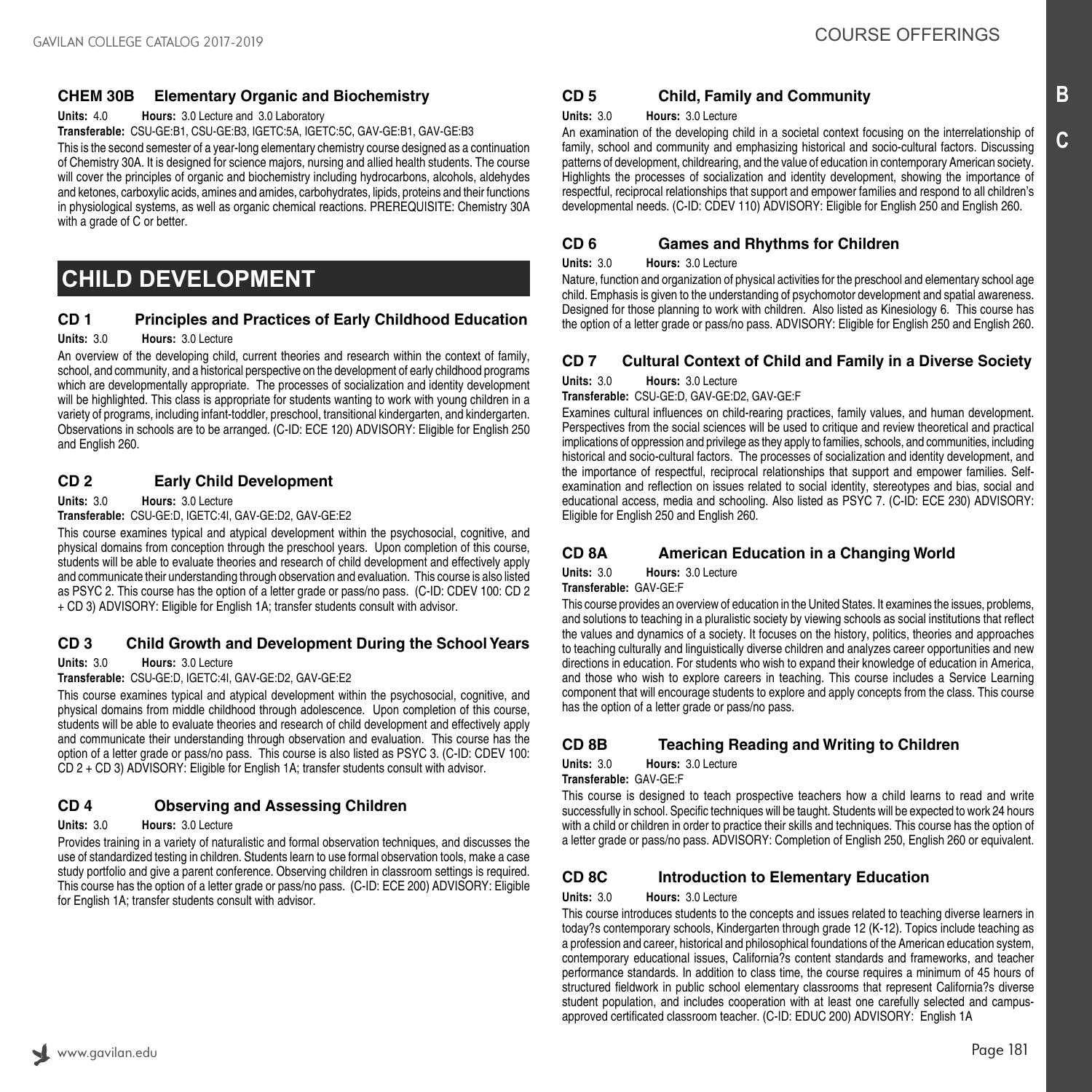### CHEM 30B Elementary Organic and Biochemistry

**Units:** 4.0 **Hours:** 3.0 Lecture and 3.0 Laboratory

**Transferable:** CSU-GE:B1, CSU-GE:B3, IGETC:5A, IGETC:5C, GAV-GE:B1, GAV-GE:B3

This is the second semester of a year-long elementary chemistry course designed as a continuation of Chemistry 30A. It is designed for science majors, nursing and allied health students. The course will cover the principles of organic and biochemistry including hydrocarbons, alcohols, aldehydes and ketones, carboxylic acids, amines and amides, carbohydrates, lipids, proteins and their functions in physiological systems, as well as organic chemical reactions. PREREQUISITE: Chemistry 30A with a grade of C or better.

## CHILD DEVELOPMENT

### CD 1 Principles and Practices of Early Childhood Education

**Units:** 3.0 **Hours:** 3.0 Lecture

An overview of the developing child, current theories and research within the context of family, school, and community, and a historical perspective on the development of early childhood programs which are developmentally appropriate. The processes of socialization and identity development will be highlighted. This class is appropriate for students wanting to work with young children in a variety of programs, including infant-toddler, preschool, transitional kindergarten, and kindergarten. Observations in schools are to be arranged. (C-ID: ECE 120) ADVISORY: Eligible for English 250 and English 260.

### CD 2 Early Child Development

**Units:** 3.0 **Hours:** 3.0 Lecture

**Transferable:** CSU-GE:D, IGETC:4I, GAV-GE:D2, GAV-GE:E2

This course examines typical and atypical development within the psychosocial, cognitive, and physical domains from conception through the preschool years. Upon completion of this course, students will be able to evaluate theories and research of child development and effectively apply and communicate their understanding through observation and evaluation. This course is also listed as PSYC 2. This course has the option of a letter grade or pass/no pass. (C-ID: CDEV 100: CD 2 + CD 3) ADVISORY: Eligible for English 1A; transfer students consult with advisor.

### CD 3 Child Growth and Development During the School Years

**Units:** 3.0 **Hours:** 3.0 Lecture

**Transferable:** CSU-GE:D, IGETC:4I, GAV-GE:D2, GAV-GE:E2

This course examines typical and atypical development within the psychosocial, cognitive, and physical domains from middle childhood through adolescence. Upon completion of this course, students will be able to evaluate theories and research of child development and effectively apply and communicate their understanding through observation and evaluation. This course has the option of a letter grade or pass/no pass. This course is also listed as PSYC 3. (C-ID: CDEV 100: CD 2 + CD 3) ADVISORY: Eligible for English 1A; transfer students consult with advisor.

### CD 4 Observing and Assessing Children

**Units:** 3.0 **Hours:** 3.0 Lecture

Provides training in a variety of naturalistic and formal observation techniques, and discusses the use of standardized testing in children. Students learn to use formal observation tools, make a case study portfolio and give a parent conference. Observing children in classroom settings is required. This course has the option of a letter grade or pass/no pass. (C-ID: ECE 200) ADVISORY: Eligible for English 1A; transfer students consult with advisor.

### CD 5 Child, Family and Community

**Units:** 3.0 **Hours:** 3.0 Lecture

An examination of the developing child in a societal context focusing on the interrelationship of family, school and community and emphasizing historical and socio-cultural factors. Discussing patterns of development, childrearing, and the value of education in contemporary American society. Highlights the processes of socialization and identity development, showing the importance of respectful, reciprocal relationships that support and empower families and respond to all children's developmental needs. (C-ID: CDEV 110) ADVISORY: Eligible for English 250 and English 260.

### CD 6 Games and Rhythms for Children

**Units:** 3.0 **Hours:** 3.0 Lecture

Nature, function and organization of physical activities for the preschool and elementary school age child. Emphasis is given to the understanding of psychomotor development and spatial awareness. Designed for those planning to work with children. Also listed as Kinesiology 6. This course has the option of a letter grade or pass/no pass. ADVISORY: Eligible for English 250 and English 260.

### CD 7 Cultural Context of Child and Family in a Diverse Society

**Units:** 3.0 **Hours:** 3.0 Lecture

**Transferable:** CSU-GE:D, GAV-GE:D2, GAV-GE:F

Examines cultural influences on child-rearing practices, family values, and human development. Perspectives from the social sciences will be used to critique and review theoretical and practical implications of oppression and privilege as they apply to families, schools, and communities, including historical and socio-cultural factors. The processes of socialization and identity development, and the importance of respectful, reciprocal relationships that support and empower families. Self-examination and reflection on issues related to social identity, stereotypes and bias, social and educational access, media and schooling. Also listed as PSYC 7. (C-ID: ECE 230) ADVISORY: Eligible for English 250 and English 260.

### CD 8A American Education in a Changing World

**Units:** 3.0 **Hours:** 3.0 Lecture

**Transferable:** GAV-GE:F

This course provides an overview of education in the United States. It examines the issues, problems, and solutions to teaching in a pluralistic society by viewing schools as social institutions that reflect the values and dynamics of a society. It focuses on the history, politics, theories and approaches to teaching culturally and linguistically diverse children and analyzes career opportunities and new directions in education. For students who wish to expand their knowledge of education in America, and those who wish to explore careers in teaching. This course includes a Service Learning component that will encourage students to explore and apply concepts from the class. This course has the option of a letter grade or pass/no pass.

### CD 8B Teaching Reading and Writing to Children

**Units:** 3.0 **Hours:** 3.0 Lecture

**Transferable:** GAV-GE:F

This course is designed to teach prospective teachers how a child learns to read and write successfully in school. Specific techniques will be taught. Students will be expected to work 24 hours with a child or children in order to practice their skills and techniques. This course has the option of a letter grade or pass/no pass. ADVISORY: Completion of English 250, English 260 or equivalent.

### CD 8C Introduction to Elementary Education

**Units:** 3.0 **Hours:** 3.0 Lecture

This course introduces students to the concepts and issues related to teaching diverse learners in today?s contemporary schools, Kindergarten through grade 12 (K-12). Topics include teaching as a profession and career, historical and philosophical foundations of the American education system, contemporary educational issues, California?s content standards and frameworks, and teacher performance standards. In addition to class time, the course requires a minimum of 45 hours of structured fieldwork in public school elementary classrooms that represent California?s diverse student population, and includes cooperation with at least one carefully selected and campus-approved certificated classroom teacher. (C-ID: EDUC 200) ADVISORY: English 1A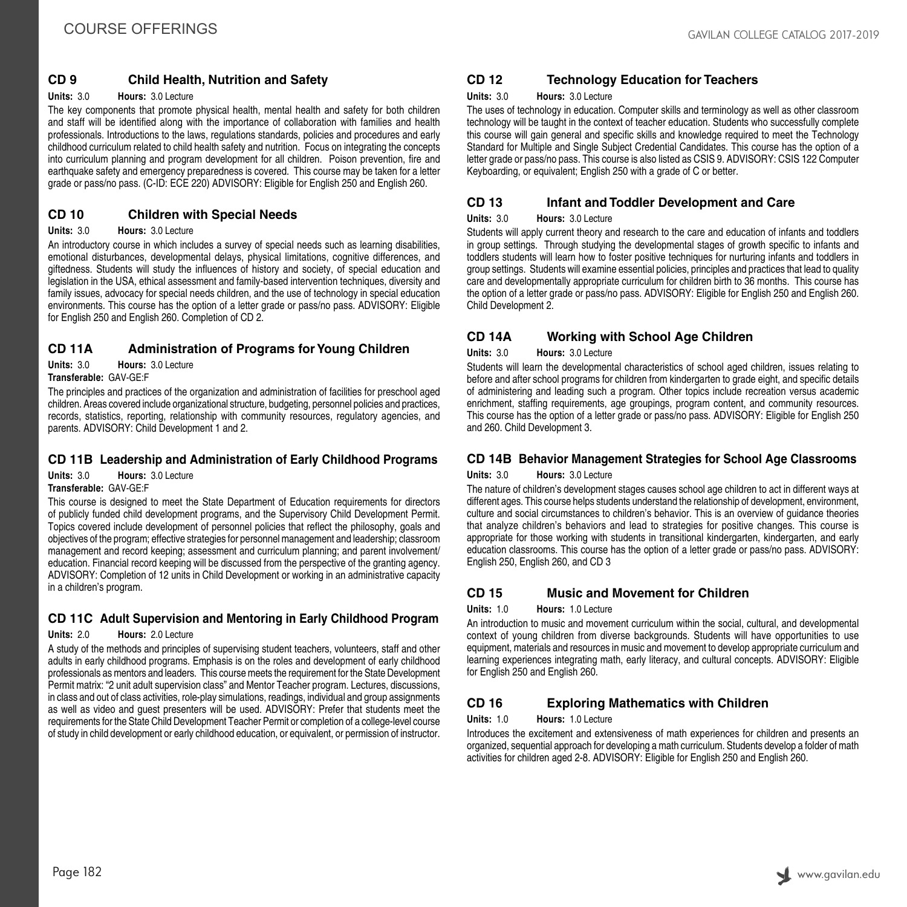## CD 9 Child Health, Nutrition and Safety

**Units:** 3.0 **Hours:** 3.0 Lecture

The key components that promote physical health, mental health and safety for both children and staff will be identified along with the importance of collaboration with families and health professionals. Introductions to the laws, regulations standards, policies and procedures and early childhood curriculum related to child health safety and nutrition. Focus on integrating the concepts into curriculum planning and program development for all children. Poison prevention, fire and earthquake safety and emergency preparedness is covered. This course may be taken for a letter grade or pass/no pass. (C-ID: ECE 220) ADVISORY: Eligible for English 250 and English 260.

## CD 10 Children with Special Needs

**Units:** 3.0 **Hours:** 3.0 Lecture

An introductory course in which includes a survey of special needs such as learning disabilities, emotional disturbances, developmental delays, physical limitations, cognitive differences, and giftedness. Students will study the influences of history and society, of special education and legislation in the USA, ethical assessment and family-based intervention techniques, diversity and family issues, advocacy for special needs children, and the use of technology in special education environments. This course has the option of a letter grade or pass/no pass. ADVISORY: Eligible for English 250 and English 260. Completion of CD 2.

## CD 11A Administration of Programs for Young Children

**Units:** 3.0 **Hours:** 3.0 Lecture

**Transferable:** GAV-GE:F

The principles and practices of the organization and administration of facilities for preschool aged children. Areas covered include organizational structure, budgeting, personnel policies and practices, records, statistics, reporting, relationship with community resources, regulatory agencies, and parents. ADVISORY: Child Development 1 and 2.

## CD 11B Leadership and Administration of Early Childhood Programs

**Units:** 3.0 **Hours:** 3.0 Lecture

**Transferable:** GAV-GE:F

This course is designed to meet the State Department of Education requirements for directors of publicly funded child development programs, and the Supervisory Child Development Permit. Topics covered include development of personnel policies that reflect the philosophy, goals and objectives of the program; effective strategies for personnel management and leadership; classroom management and record keeping; assessment and curriculum planning; and parent involvement/education. Financial record keeping will be discussed from the perspective of the granting agency. ADVISORY: Completion of 12 units in Child Development or working in an administrative capacity in a children's program.

## CD 11C Adult Supervision and Mentoring in Early Childhood Program

**Units:** 2.0 **Hours:** 2.0 Lecture

A study of the methods and principles of supervising student teachers, volunteers, staff and other adults in early childhood programs. Emphasis is on the roles and development of early childhood professionals as mentors and leaders. This course meets the requirement for the State Development Permit matrix: "2 unit adult supervision class" and Mentor Teacher program. Lectures, discussions, in class and out of class activities, role-play simulations, readings, individual and group assignments as well as video and guest presenters will be used. ADVISORY: Prefer that students meet the requirements for the State Child Development Teacher Permit or completion of a college-level course of study in child development or early childhood education, or equivalent, or permission of instructor.

## CD 12 Technology Education for Teachers

**Units:** 3.0 **Hours:** 3.0 Lecture

The uses of technology in education. Computer skills and terminology as well as other classroom technology will be taught in the context of teacher education. Students who successfully complete this course will gain general and specific skills and knowledge required to meet the Technology Standard for Multiple and Single Subject Credential Candidates. This course has the option of a letter grade or pass/no pass. This course is also listed as CSIS 9. ADVISORY: CSIS 122 Computer Keyboarding, or equivalent; English 250 with a grade of C or better.

## CD 13 Infant and Toddler Development and Care

**Units:** 3.0 **Hours:** 3.0 Lecture

Students will apply current theory and research to the care and education of infants and toddlers in group settings. Through studying the developmental stages of growth specific to infants and toddlers students will learn how to foster positive techniques for nurturing infants and toddlers in group settings. Students will examine essential policies, principles and practices that lead to quality care and developmentally appropriate curriculum for children birth to 36 months. This course has the option of a letter grade or pass/no pass. ADVISORY: Eligible for English 250 and English 260. Child Development 2.

## CD 14A Working with School Age Children

**Units:** 3.0 **Hours:** 3.0 Lecture

Students will learn the developmental characteristics of school aged children, issues relating to before and after school programs for children from kindergarten to grade eight, and specific details of administering and leading such a program. Other topics include recreation versus academic enrichment, staffing requirements, age groupings, program content, and community resources. This course has the option of a letter grade or pass/no pass. ADVISORY: Eligible for English 250 and 260. Child Development 3.

## CD 14B Behavior Management Strategies for School Age Classrooms

**Units:** 3.0 **Hours:** 3.0 Lecture

The nature of children's development stages causes school age children to act in different ways at different ages. This course helps students understand the relationship of development, environment, culture and social circumstances to children's behavior. This is an overview of guidance theories that analyze children's behaviors and lead to strategies for positive changes. This course is appropriate for those working with students in transitional kindergarten, kindergarten, and early education classrooms. This course has the option of a letter grade or pass/no pass. ADVISORY: English 250, English 260, and CD 3

## CD 15 Music and Movement for Children

**Units:** 1.0 **Hours:** 1.0 Lecture

An introduction to music and movement curriculum within the social, cultural, and developmental context of young children from diverse backgrounds. Students will have opportunities to use equipment, materials and resources in music and movement to develop appropriate curriculum and learning experiences integrating math, early literacy, and cultural concepts. ADVISORY: Eligible for English 250 and English 260.

## CD 16 Exploring Mathematics with Children

**Units:** 1.0 **Hours:** 1.0 Lecture

Introduces the excitement and extensiveness of math experiences for children and presents an organized, sequential approach for developing a math curriculum. Students develop a folder of math activities for children aged 2-8. ADVISORY: Eligible for English 250 and English 260.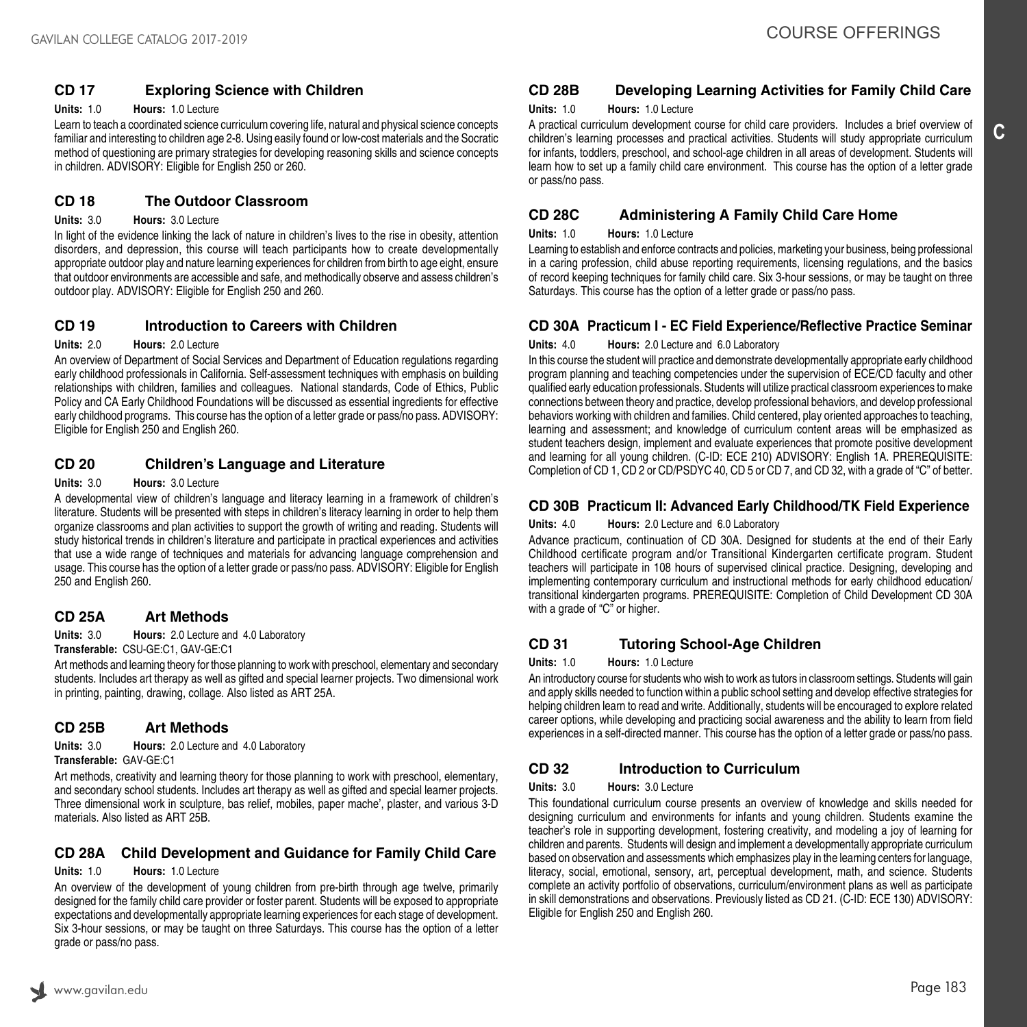### CD 17 Exploring Science with Children

**Units:** 1.0 **Hours:** 1.0 Lecture

Learn to teach a coordinated science curriculum covering life, natural and physical science concepts familiar and interesting to children age 2-8. Using easily found or low-cost materials and the Socratic method of questioning are primary strategies for developing reasoning skills and science concepts in children. ADVISORY: Eligible for English 250 or 260.

### CD 18 The Outdoor Classroom

**Units:** 3.0 **Hours:** 3.0 Lecture

In light of the evidence linking the lack of nature in children's lives to the rise in obesity, attention disorders, and depression, this course will teach participants how to create developmentally appropriate outdoor play and nature learning experiences for children from birth to age eight, ensure that outdoor environments are accessible and safe, and methodically observe and assess children's outdoor play. ADVISORY: Eligible for English 250 and 260.

### CD 19 Introduction to Careers with Children

**Units:** 2.0 **Hours:** 2.0 Lecture

An overview of Department of Social Services and Department of Education regulations regarding early childhood professionals in California. Self-assessment techniques with emphasis on building relationships with children, families and colleagues. National standards, Code of Ethics, Public Policy and CA Early Childhood Foundations will be discussed as essential ingredients for effective early childhood programs. This course has the option of a letter grade or pass/no pass. ADVISORY: Eligible for English 250 and English 260.

### CD 20 Children's Language and Literature

**Units:** 3.0 **Hours:** 3.0 Lecture

A developmental view of children's language and literacy learning in a framework of children's literature. Students will be presented with steps in children's literacy learning in order to help them organize classrooms and plan activities to support the growth of writing and reading. Students will study historical trends in children's literature and participate in practical experiences and activities that use a wide range of techniques and materials for advancing language comprehension and usage. This course has the option of a letter grade or pass/no pass. ADVISORY: Eligible for English 250 and English 260.

### CD 25A Art Methods

**Units:** 3.0 **Hours:** 2.0 Lecture and 4.0 Laboratory
**Transferable:** CSU-GE:C1, GAV-GE:C1

Art methods and learning theory for those planning to work with preschool, elementary and secondary students. Includes art therapy as well as gifted and special learner projects. Two dimensional work in printing, painting, drawing, collage. Also listed as ART 25A.

### CD 25B Art Methods

**Units:** 3.0 **Hours:** 2.0 Lecture and 4.0 Laboratory
**Transferable:** GAV-GE:C1

Art methods, creativity and learning theory for those planning to work with preschool, elementary, and secondary school students. Includes art therapy as well as gifted and special learner projects. Three dimensional work in sculpture, bas relief, mobiles, paper mache', plaster, and various 3-D materials. Also listed as ART 25B.

### CD 28A Child Development and Guidance for Family Child Care

**Units:** 1.0 **Hours:** 1.0 Lecture

An overview of the development of young children from pre-birth through age twelve, primarily designed for the family child care provider or foster parent. Students will be exposed to appropriate expectations and developmentally appropriate learning experiences for each stage of development. Six 3-hour sessions, or may be taught on three Saturdays. This course has the option of a letter grade or pass/no pass.

### CD 28B Developing Learning Activities for Family Child Care

**Units:** 1.0 **Hours:** 1.0 Lecture

A practical curriculum development course for child care providers. Includes a brief overview of children's learning processes and practical activities. Students will study appropriate curriculum for infants, toddlers, preschool, and school-age children in all areas of development. Students will learn how to set up a family child care environment. This course has the option of a letter grade or pass/no pass.

### CD 28C Administering A Family Child Care Home

**Units:** 1.0 **Hours:** 1.0 Lecture

Learning to establish and enforce contracts and policies, marketing your business, being professional in a caring profession, child abuse reporting requirements, licensing regulations, and the basics of record keeping techniques for family child care. Six 3-hour sessions, or may be taught on three Saturdays. This course has the option of a letter grade or pass/no pass.

### CD 30A Practicum I - EC Field Experience/Reflective Practice Seminar

**Units:** 4.0 **Hours:** 2.0 Lecture and 6.0 Laboratory

In this course the student will practice and demonstrate developmentally appropriate early childhood program planning and teaching competencies under the supervision of ECE/CD faculty and other qualified early education professionals. Students will utilize practical classroom experiences to make connections between theory and practice, develop professional behaviors, and develop professional behaviors working with children and families. Child centered, play oriented approaches to teaching, learning and assessment; and knowledge of curriculum content areas will be emphasized as student teachers design, implement and evaluate experiences that promote positive development and learning for all young children. (C-ID: ECE 210) ADVISORY: English 1A. PREREQUISITE: Completion of CD 1, CD 2 or CD/PSDYC 40, CD 5 or CD 7, and CD 32, with a grade of "C" of better.

### CD 30B Practicum II: Advanced Early Childhood/TK Field Experience

**Units:** 4.0 **Hours:** 2.0 Lecture and 6.0 Laboratory

Advance practicum, continuation of CD 30A. Designed for students at the end of their Early Childhood certificate program and/or Transitional Kindergarten certificate program. Student teachers will participate in 108 hours of supervised clinical practice. Designing, developing and implementing contemporary curriculum and instructional methods for early childhood education/ transitional kindergarten programs. PREREQUISITE: Completion of Child Development CD 30A with a grade of "C" or higher.

### CD 31 Tutoring School-Age Children

**Units:** 1.0 **Hours:** 1.0 Lecture

An introductory course for students who wish to work as tutors in classroom settings. Students will gain and apply skills needed to function within a public school setting and develop effective strategies for helping children learn to read and write. Additionally, students will be encouraged to explore related career options, while developing and practicing social awareness and the ability to learn from field experiences in a self-directed manner. This course has the option of a letter grade or pass/no pass.

### CD 32 Introduction to Curriculum

**Units:** 3.0 **Hours:** 3.0 Lecture

This foundational curriculum course presents an overview of knowledge and skills needed for designing curriculum and environments for infants and young children. Students examine the teacher's role in supporting development, fostering creativity, and modeling a joy of learning for children and parents. Students will design and implement a developmentally appropriate curriculum based on observation and assessments which emphasizes play in the learning centers for language, literacy, social, emotional, sensory, art, perceptual development, math, and science. Students complete an activity portfolio of observations, curriculum/environment plans as well as participate in skill demonstrations and observations. Previously listed as CD 21. (C-ID: ECE 130) ADVISORY: Eligible for English 250 and English 260.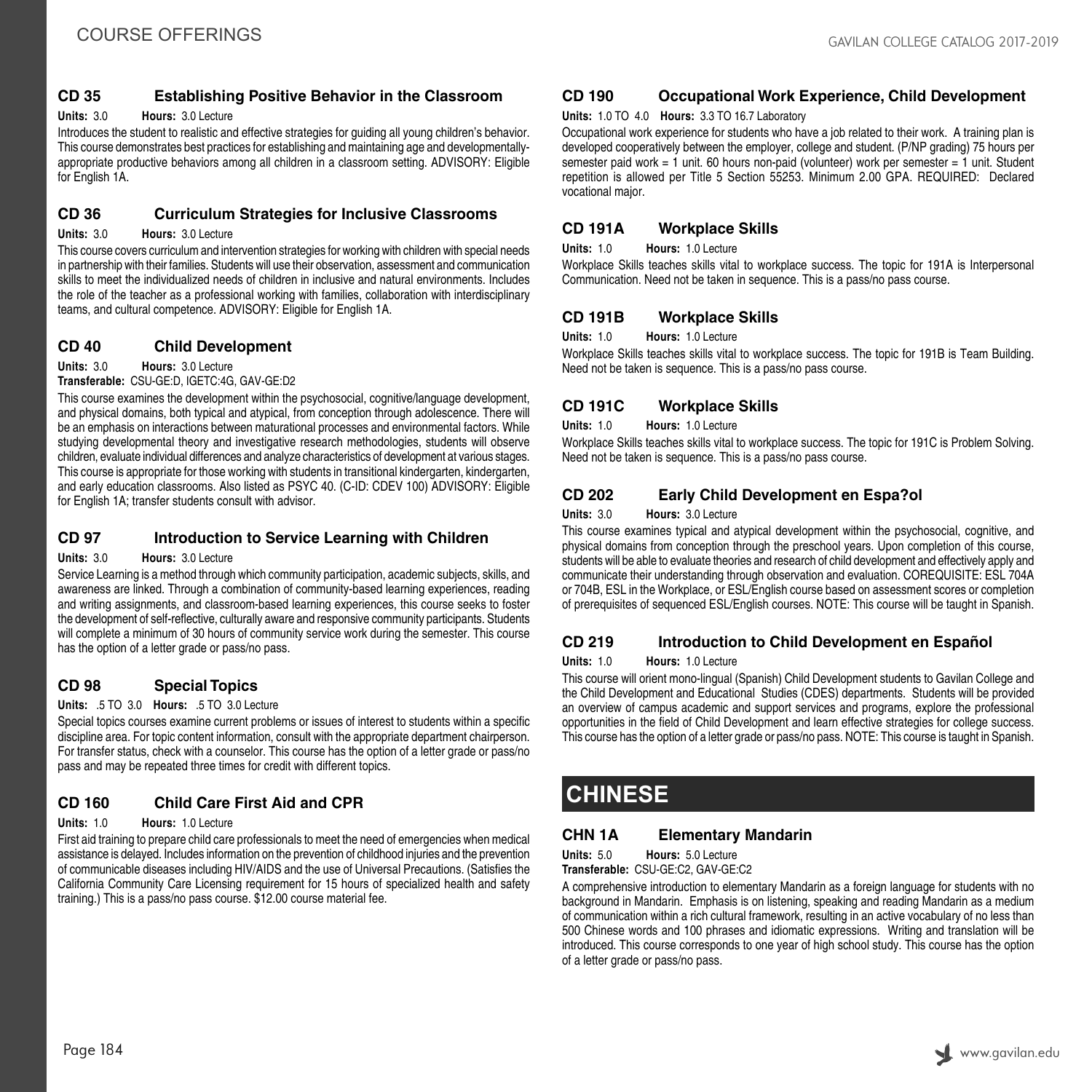### CD 35 Establishing Positive Behavior in the Classroom

**Units:** 3.0 **Hours:** 3.0 Lecture

Introduces the student to realistic and effective strategies for guiding all young children's behavior. This course demonstrates best practices for establishing and maintaining age and developmentally-appropriate productive behaviors among all children in a classroom setting. ADVISORY: Eligible for English 1A.

### CD 36 Curriculum Strategies for Inclusive Classrooms

**Units:** 3.0 **Hours:** 3.0 Lecture

This course covers curriculum and intervention strategies for working with children with special needs in partnership with their families. Students will use their observation, assessment and communication skills to meet the individualized needs of children in inclusive and natural environments. Includes the role of the teacher as a professional working with families, collaboration with interdisciplinary teams, and cultural competence. ADVISORY: Eligible for English 1A.

### CD 40 Child Development

**Units:** 3.0 **Hours:** 3.0 Lecture

**Transferable:** CSU-GE:D, IGETC:4G, GAV-GE:D2

This course examines the development within the psychosocial, cognitive/language development, and physical domains, both typical and atypical, from conception through adolescence. There will be an emphasis on interactions between maturational processes and environmental factors. While studying developmental theory and investigative research methodologies, students will observe children, evaluate individual differences and analyze characteristics of development at various stages. This course is appropriate for those working with students in transitional kindergarten, kindergarten, and early education classrooms. Also listed as PSYC 40. (C-ID: CDEV 100) ADVISORY: Eligible for English 1A; transfer students consult with advisor.

### CD 97 Introduction to Service Learning with Children

**Units:** 3.0 **Hours:** 3.0 Lecture

Service Learning is a method through which community participation, academic subjects, skills, and awareness are linked. Through a combination of community-based learning experiences, reading and writing assignments, and classroom-based learning experiences, this course seeks to foster the development of self-reflective, culturally aware and responsive community participants. Students will complete a minimum of 30 hours of community service work during the semester. This course has the option of a letter grade or pass/no pass.

### CD 98 Special Topics

**Units:** .5 TO 3.0 **Hours:** .5 TO 3.0 Lecture

Special topics courses examine current problems or issues of interest to students within a specific discipline area. For topic content information, consult with the appropriate department chairperson. For transfer status, check with a counselor. This course has the option of a letter grade or pass/no pass and may be repeated three times for credit with different topics.

### CD 160 Child Care First Aid and CPR

**Units:** 1.0 **Hours:** 1.0 Lecture

First aid training to prepare child care professionals to meet the need of emergencies when medical assistance is delayed. Includes information on the prevention of childhood injuries and the prevention of communicable diseases including HIV/AIDS and the use of Universal Precautions. (Satisfies the California Community Care Licensing requirement for 15 hours of specialized health and safety training.) This is a pass/no pass course. $12.00 course material fee.

### CD 190 Occupational Work Experience, Child Development

**Units:** 1.0 TO 4.0 **Hours:** 3.3 TO 16.7 Laboratory

Occupational work experience for students who have a job related to their work. A training plan is developed cooperatively between the employer, college and student. (P/NP grading) 75 hours per semester paid work = 1 unit. 60 hours non-paid (volunteer) work per semester = 1 unit. Student repetition is allowed per Title 5 Section 55253. Minimum 2.00 GPA. REQUIRED: Declared vocational major.

### CD 191A Workplace Skills

**Units:** 1.0 **Hours:** 1.0 Lecture

Workplace Skills teaches skills vital to workplace success. The topic for 191A is Interpersonal Communication. Need not be taken in sequence. This is a pass/no pass course.

### CD 191B Workplace Skills

**Units:** 1.0 **Hours:** 1.0 Lecture

Workplace Skills teaches skills vital to workplace success. The topic for 191B is Team Building. Need not be taken is sequence. This is a pass/no pass course.

### CD 191C Workplace Skills

**Units:** 1.0 **Hours:** 1.0 Lecture

Workplace Skills teaches skills vital to workplace success. The topic for 191C is Problem Solving. Need not be taken is sequence. This is a pass/no pass course.

### CD 202 Early Child Development en Espa?ol

**Units:** 3.0 **Hours:** 3.0 Lecture

This course examines typical and atypical development within the psychosocial, cognitive, and physical domains from conception through the preschool years. Upon completion of this course, students will be able to evaluate theories and research of child development and effectively apply and communicate their understanding through observation and evaluation. COREQUISITE: ESL 704A or 704B, ESL in the Workplace, or ESL/English course based on assessment scores or completion of prerequisites of sequenced ESL/English courses. NOTE: This course will be taught in Spanish.

### CD 219 Introduction to Child Development en Español

**Units:** 1.0 **Hours:** 1.0 Lecture

This course will orient mono-lingual (Spanish) Child Development students to Gavilan College and the Child Development and Educational Studies (CDES) departments. Students will be provided an overview of campus academic and support services and programs, explore the professional opportunities in the field of Child Development and learn effective strategies for college success. This course has the option of a letter grade or pass/no pass. NOTE: This course is taught in Spanish.

## CHINESE

### CHN 1A Elementary Mandarin

**Units:** 5.0 **Hours:** 5.0 Lecture

**Transferable:** CSU-GE:C2, GAV-GE:C2

A comprehensive introduction to elementary Mandarin as a foreign language for students with no background in Mandarin. Emphasis is on listening, speaking and reading Mandarin as a medium of communication within a rich cultural framework, resulting in an active vocabulary of no less than 500 Chinese words and 100 phrases and idiomatic expressions. Writing and translation will be introduced. This course corresponds to one year of high school study. This course has the option of a letter grade or pass/no pass.